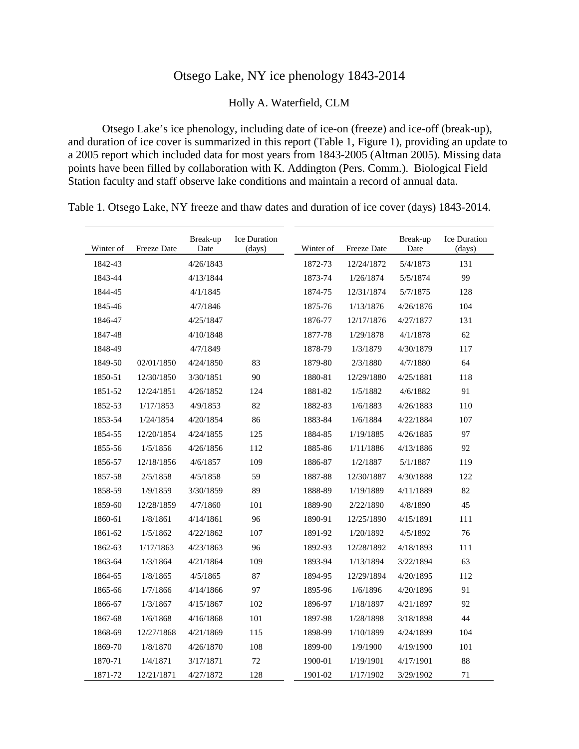# Otsego Lake, NY ice phenology 1843-2014

Holly A. Waterfield, CLM

Otsego Lake's ice phenology, including date of ice-on (freeze) and ice-off (break-up), and duration of ice cover is summarized in this report (Table 1, Figure 1), providing an update to a 2005 report which included data for most years from 1843-2005 (Altman 2005). Missing data points have been filled by collaboration with K. Addington (Pers. Comm.). Biological Field Station faculty and staff observe lake conditions and maintain a record of annual data.

Table 1. Otsego Lake, NY freeze and thaw dates and duration of ice cover (days) 1843-2014.

| Winter of | Freeze Date | Break-up Date | Ice Duration (days) |
|---|---|---|---|
| 1842-43 | | 4/26/1843 | |
| 1843-44 | | 4/13/1844 | |
| 1844-45 | | 4/1/1845 | |
| 1845-46 | | 4/7/1846 | |
| 1846-47 | | 4/25/1847 | |
| 1847-48 | | 4/10/1848 | |
| 1848-49 | | 4/7/1849 | |
| 1849-50 | 02/01/1850 | 4/24/1850 | 83 |
| 1850-51 | 12/30/1850 | 3/30/1851 | 90 |
| 1851-52 | 12/24/1851 | 4/26/1852 | 124 |
| 1852-53 | 1/17/1853 | 4/9/1853 | 82 |
| 1853-54 | 1/24/1854 | 4/20/1854 | 86 |
| 1854-55 | 12/20/1854 | 4/24/1855 | 125 |
| 1855-56 | 1/5/1856 | 4/26/1856 | 112 |
| 1856-57 | 12/18/1856 | 4/6/1857 | 109 |
| 1857-58 | 2/5/1858 | 4/5/1858 | 59 |
| 1858-59 | 1/9/1859 | 3/30/1859 | 89 |
| 1859-60 | 12/28/1859 | 4/7/1860 | 101 |
| 1860-61 | 1/8/1861 | 4/14/1861 | 96 |
| 1861-62 | 1/5/1862 | 4/22/1862 | 107 |
| 1862-63 | 1/17/1863 | 4/23/1863 | 96 |
| 1863-64 | 1/3/1864 | 4/21/1864 | 109 |
| 1864-65 | 1/8/1865 | 4/5/1865 | 87 |
| 1865-66 | 1/7/1866 | 4/14/1866 | 97 |
| 1866-67 | 1/3/1867 | 4/15/1867 | 102 |
| 1867-68 | 1/6/1868 | 4/16/1868 | 101 |
| 1868-69 | 12/27/1868 | 4/21/1869 | 115 |
| 1869-70 | 1/8/1870 | 4/26/1870 | 108 |
| 1870-71 | 1/4/1871 | 3/17/1871 | 72 |
| 1871-72 | 12/21/1871 | 4/27/1872 | 128 |
| 1872-73 | 12/24/1872 | 5/4/1873 | 131 |
| 1873-74 | 1/26/1874 | 5/5/1874 | 99 |
| 1874-75 | 12/31/1874 | 5/7/1875 | 128 |
| 1875-76 | 1/13/1876 | 4/26/1876 | 104 |
| 1876-77 | 12/17/1876 | 4/27/1877 | 131 |
| 1877-78 | 1/29/1878 | 4/1/1878 | 62 |
| 1878-79 | 1/3/1879 | 4/30/1879 | 117 |
| 1879-80 | 2/3/1880 | 4/7/1880 | 64 |
| 1880-81 | 12/29/1880 | 4/25/1881 | 118 |
| 1881-82 | 1/5/1882 | 4/6/1882 | 91 |
| 1882-83 | 1/6/1883 | 4/26/1883 | 110 |
| 1883-84 | 1/6/1884 | 4/22/1884 | 107 |
| 1884-85 | 1/19/1885 | 4/26/1885 | 97 |
| 1885-86 | 1/11/1886 | 4/13/1886 | 92 |
| 1886-87 | 1/2/1887 | 5/1/1887 | 119 |
| 1887-88 | 12/30/1887 | 4/30/1888 | 122 |
| 1888-89 | 1/19/1889 | 4/11/1889 | 82 |
| 1889-90 | 2/22/1890 | 4/8/1890 | 45 |
| 1890-91 | 12/25/1890 | 4/15/1891 | 111 |
| 1891-92 | 1/20/1892 | 4/5/1892 | 76 |
| 1892-93 | 12/28/1892 | 4/18/1893 | 111 |
| 1893-94 | 1/13/1894 | 3/22/1894 | 63 |
| 1894-95 | 12/29/1894 | 4/20/1895 | 112 |
| 1895-96 | 1/6/1896 | 4/20/1896 | 91 |
| 1896-97 | 1/18/1897 | 4/21/1897 | 92 |
| 1897-98 | 1/28/1898 | 3/18/1898 | 44 |
| 1898-99 | 1/10/1899 | 4/24/1899 | 104 |
| 1899-00 | 1/9/1900 | 4/19/1900 | 101 |
| 1900-01 | 1/19/1901 | 4/17/1901 | 88 |
| 1901-02 | 1/17/1902 | 3/29/1902 | 71 |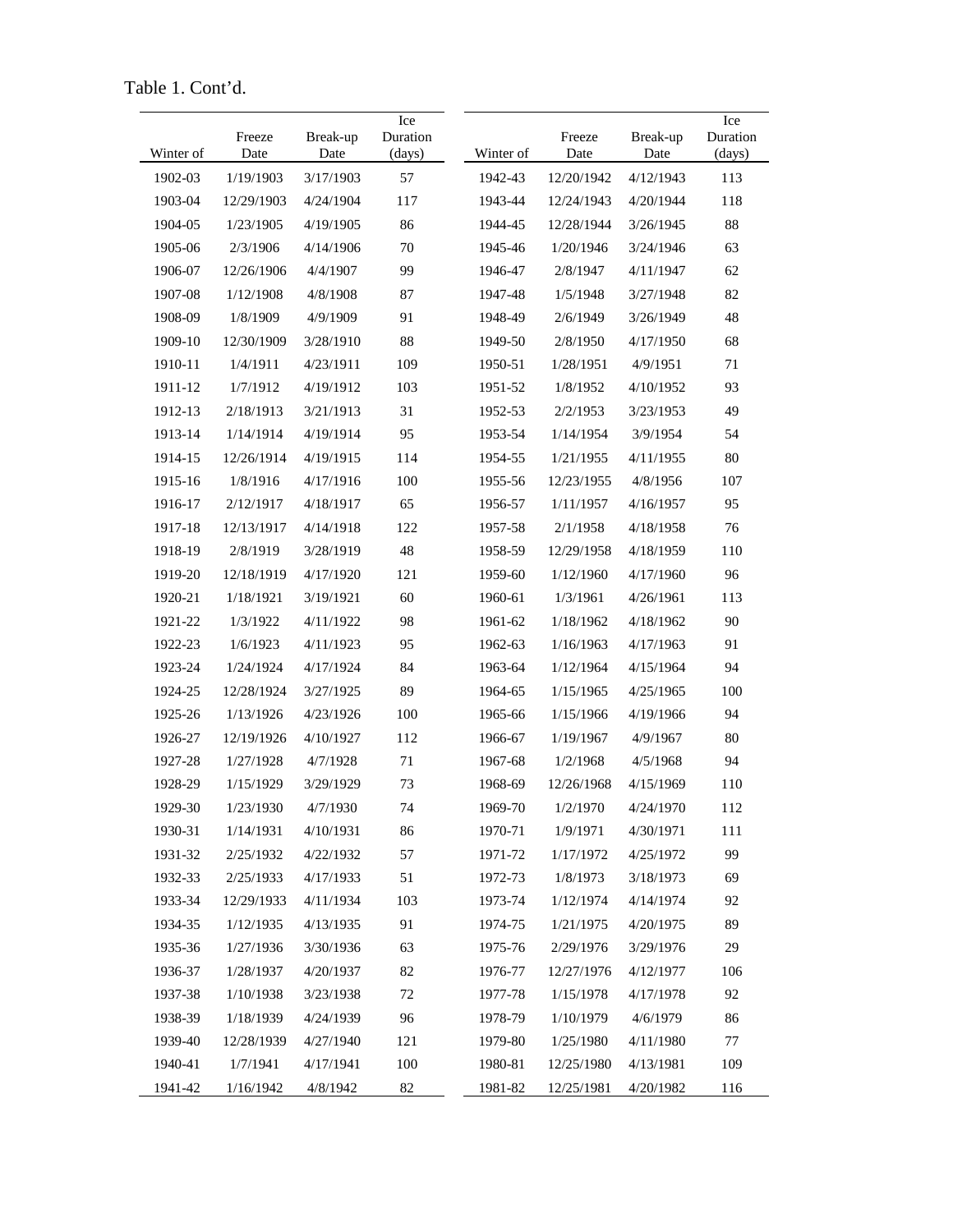Table 1. Cont'd.

| Winter of | Freeze Date | Break-up Date | Ice Duration (days) | Winter of | Freeze Date | Break-up Date | Ice Duration (days) |
|---|---|---|---|---|---|---|---|
| 1902-03 | 1/19/1903 | 3/17/1903 | 57 | 1942-43 | 12/20/1942 | 4/12/1943 | 113 |
| 1903-04 | 12/29/1903 | 4/24/1904 | 117 | 1943-44 | 12/24/1943 | 4/20/1944 | 118 |
| 1904-05 | 1/23/1905 | 4/19/1905 | 86 | 1944-45 | 12/28/1944 | 3/26/1945 | 88 |
| 1905-06 | 2/3/1906 | 4/14/1906 | 70 | 1945-46 | 1/20/1946 | 3/24/1946 | 63 |
| 1906-07 | 12/26/1906 | 4/4/1907 | 99 | 1946-47 | 2/8/1947 | 4/11/1947 | 62 |
| 1907-08 | 1/12/1908 | 4/8/1908 | 87 | 1947-48 | 1/5/1948 | 3/27/1948 | 82 |
| 1908-09 | 1/8/1909 | 4/9/1909 | 91 | 1948-49 | 2/6/1949 | 3/26/1949 | 48 |
| 1909-10 | 12/30/1909 | 3/28/1910 | 88 | 1949-50 | 2/8/1950 | 4/17/1950 | 68 |
| 1910-11 | 1/4/1911 | 4/23/1911 | 109 | 1950-51 | 1/28/1951 | 4/9/1951 | 71 |
| 1911-12 | 1/7/1912 | 4/19/1912 | 103 | 1951-52 | 1/8/1952 | 4/10/1952 | 93 |
| 1912-13 | 2/18/1913 | 3/21/1913 | 31 | 1952-53 | 2/2/1953 | 3/23/1953 | 49 |
| 1913-14 | 1/14/1914 | 4/19/1914 | 95 | 1953-54 | 1/14/1954 | 3/9/1954 | 54 |
| 1914-15 | 12/26/1914 | 4/19/1915 | 114 | 1954-55 | 1/21/1955 | 4/11/1955 | 80 |
| 1915-16 | 1/8/1916 | 4/17/1916 | 100 | 1955-56 | 12/23/1955 | 4/8/1956 | 107 |
| 1916-17 | 2/12/1917 | 4/18/1917 | 65 | 1956-57 | 1/11/1957 | 4/16/1957 | 95 |
| 1917-18 | 12/13/1917 | 4/14/1918 | 122 | 1957-58 | 2/1/1958 | 4/18/1958 | 76 |
| 1918-19 | 2/8/1919 | 3/28/1919 | 48 | 1958-59 | 12/29/1958 | 4/18/1959 | 110 |
| 1919-20 | 12/18/1919 | 4/17/1920 | 121 | 1959-60 | 1/12/1960 | 4/17/1960 | 96 |
| 1920-21 | 1/18/1921 | 3/19/1921 | 60 | 1960-61 | 1/3/1961 | 4/26/1961 | 113 |
| 1921-22 | 1/3/1922 | 4/11/1922 | 98 | 1961-62 | 1/18/1962 | 4/18/1962 | 90 |
| 1922-23 | 1/6/1923 | 4/11/1923 | 95 | 1962-63 | 1/16/1963 | 4/17/1963 | 91 |
| 1923-24 | 1/24/1924 | 4/17/1924 | 84 | 1963-64 | 1/12/1964 | 4/15/1964 | 94 |
| 1924-25 | 12/28/1924 | 3/27/1925 | 89 | 1964-65 | 1/15/1965 | 4/25/1965 | 100 |
| 1925-26 | 1/13/1926 | 4/23/1926 | 100 | 1965-66 | 1/15/1966 | 4/19/1966 | 94 |
| 1926-27 | 12/19/1926 | 4/10/1927 | 112 | 1966-67 | 1/19/1967 | 4/9/1967 | 80 |
| 1927-28 | 1/27/1928 | 4/7/1928 | 71 | 1967-68 | 1/2/1968 | 4/5/1968 | 94 |
| 1928-29 | 1/15/1929 | 3/29/1929 | 73 | 1968-69 | 12/26/1968 | 4/15/1969 | 110 |
| 1929-30 | 1/23/1930 | 4/7/1930 | 74 | 1969-70 | 1/2/1970 | 4/24/1970 | 112 |
| 1930-31 | 1/14/1931 | 4/10/1931 | 86 | 1970-71 | 1/9/1971 | 4/30/1971 | 111 |
| 1931-32 | 2/25/1932 | 4/22/1932 | 57 | 1971-72 | 1/17/1972 | 4/25/1972 | 99 |
| 1932-33 | 2/25/1933 | 4/17/1933 | 51 | 1972-73 | 1/8/1973 | 3/18/1973 | 69 |
| 1933-34 | 12/29/1933 | 4/11/1934 | 103 | 1973-74 | 1/12/1974 | 4/14/1974 | 92 |
| 1934-35 | 1/12/1935 | 4/13/1935 | 91 | 1974-75 | 1/21/1975 | 4/20/1975 | 89 |
| 1935-36 | 1/27/1936 | 3/30/1936 | 63 | 1975-76 | 2/29/1976 | 3/29/1976 | 29 |
| 1936-37 | 1/28/1937 | 4/20/1937 | 82 | 1976-77 | 12/27/1976 | 4/12/1977 | 106 |
| 1937-38 | 1/10/1938 | 3/23/1938 | 72 | 1977-78 | 1/15/1978 | 4/17/1978 | 92 |
| 1938-39 | 1/18/1939 | 4/24/1939 | 96 | 1978-79 | 1/10/1979 | 4/6/1979 | 86 |
| 1939-40 | 12/28/1939 | 4/27/1940 | 121 | 1979-80 | 1/25/1980 | 4/11/1980 | 77 |
| 1940-41 | 1/7/1941 | 4/17/1941 | 100 | 1980-81 | 12/25/1980 | 4/13/1981 | 109 |
| 1941-42 | 1/16/1942 | 4/8/1942 | 82 | 1981-82 | 12/25/1981 | 4/20/1982 | 116 |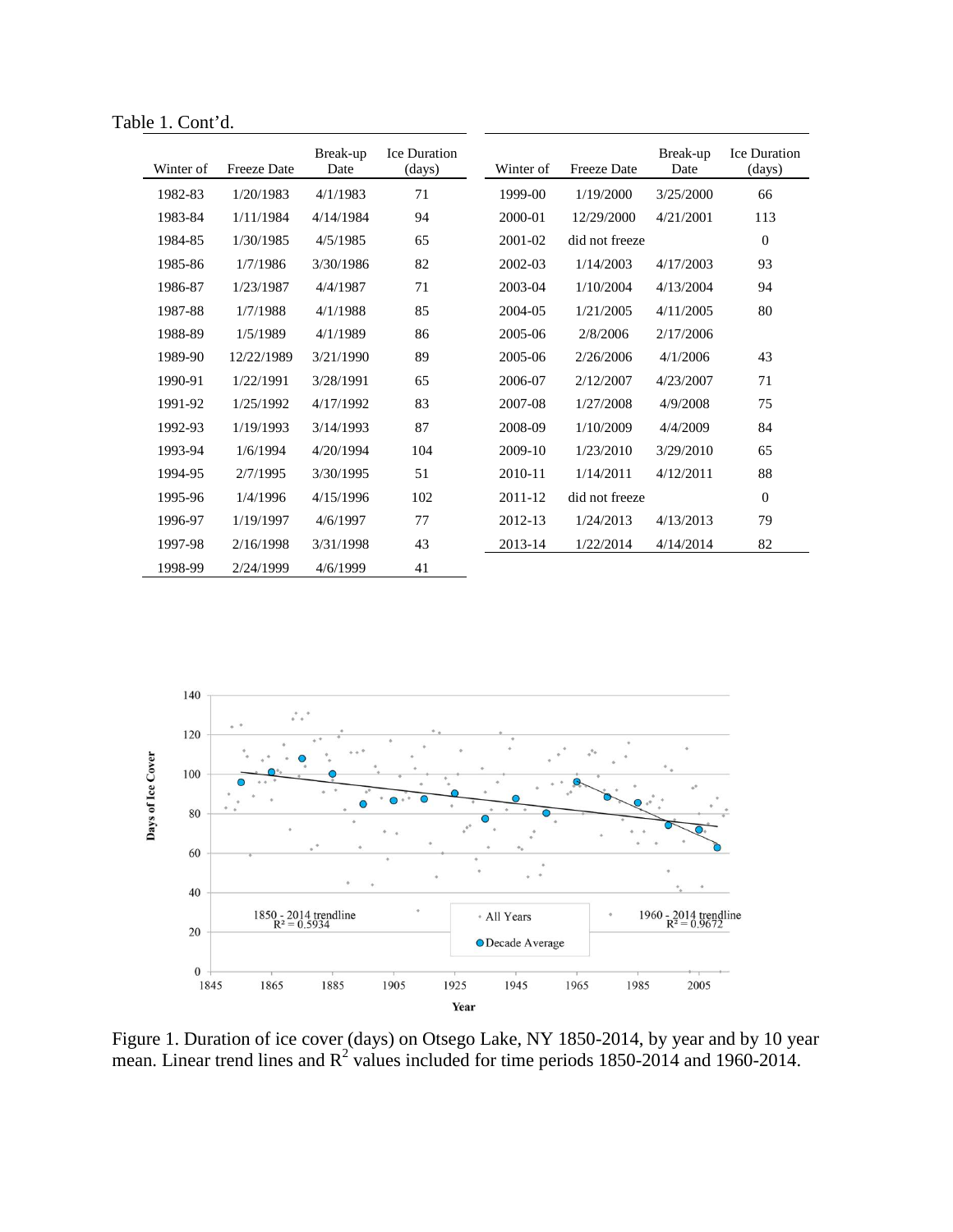Table 1. Cont'd.

| Winter of | Freeze Date | Break-up Date | Ice Duration (days) |
|---|---|---|---|
| 1982-83 | 1/20/1983 | 4/1/1983 | 71 |
| 1983-84 | 1/11/1984 | 4/14/1984 | 94 |
| 1984-85 | 1/30/1985 | 4/5/1985 | 65 |
| 1985-86 | 1/7/1986 | 3/30/1986 | 82 |
| 1986-87 | 1/23/1987 | 4/4/1987 | 71 |
| 1987-88 | 1/7/1988 | 4/1/1988 | 85 |
| 1988-89 | 1/5/1989 | 4/1/1989 | 86 |
| 1989-90 | 12/22/1989 | 3/21/1990 | 89 |
| 1990-91 | 1/22/1991 | 3/28/1991 | 65 |
| 1991-92 | 1/25/1992 | 4/17/1992 | 83 |
| 1992-93 | 1/19/1993 | 3/14/1993 | 87 |
| 1993-94 | 1/6/1994 | 4/20/1994 | 104 |
| 1994-95 | 2/7/1995 | 3/30/1995 | 51 |
| 1995-96 | 1/4/1996 | 4/15/1996 | 102 |
| 1996-97 | 1/19/1997 | 4/6/1997 | 77 |
| 1997-98 | 2/16/1998 | 3/31/1998 | 43 |
| 1998-99 | 2/24/1999 | 4/6/1999 | 41 |
| 1999-00 | 1/19/2000 | 3/25/2000 | 66 |
| 2000-01 | 12/29/2000 | 4/21/2001 | 113 |
| 2001-02 | did not freeze | | 0 |
| 2002-03 | 1/14/2003 | 4/17/2003 | 93 |
| 2003-04 | 1/10/2004 | 4/13/2004 | 94 |
| 2004-05 | 1/21/2005 | 4/11/2005 | 80 |
| 2005-06 | 2/8/2006 | 2/17/2006 | |
| 2005-06 | 2/26/2006 | 4/1/2006 | 43 |
| 2006-07 | 2/12/2007 | 4/23/2007 | 71 |
| 2007-08 | 1/27/2008 | 4/9/2008 | 75 |
| 2008-09 | 1/10/2009 | 4/4/2009 | 84 |
| 2009-10 | 1/23/2010 | 3/29/2010 | 65 |
| 2010-11 | 1/14/2011 | 4/12/2011 | 88 |
| 2011-12 | did not freeze | | 0 |
| 2012-13 | 1/24/2013 | 4/13/2013 | 79 |
| 2013-14 | 1/22/2014 | 4/14/2014 | 82 |

Figure 1. Duration of ice cover (days) on Otsego Lake, NY 1850-2014, by year and by 10 year mean. Linear trend lines and $R^2$ values included for time periods 1850-2014 and 1960-2014.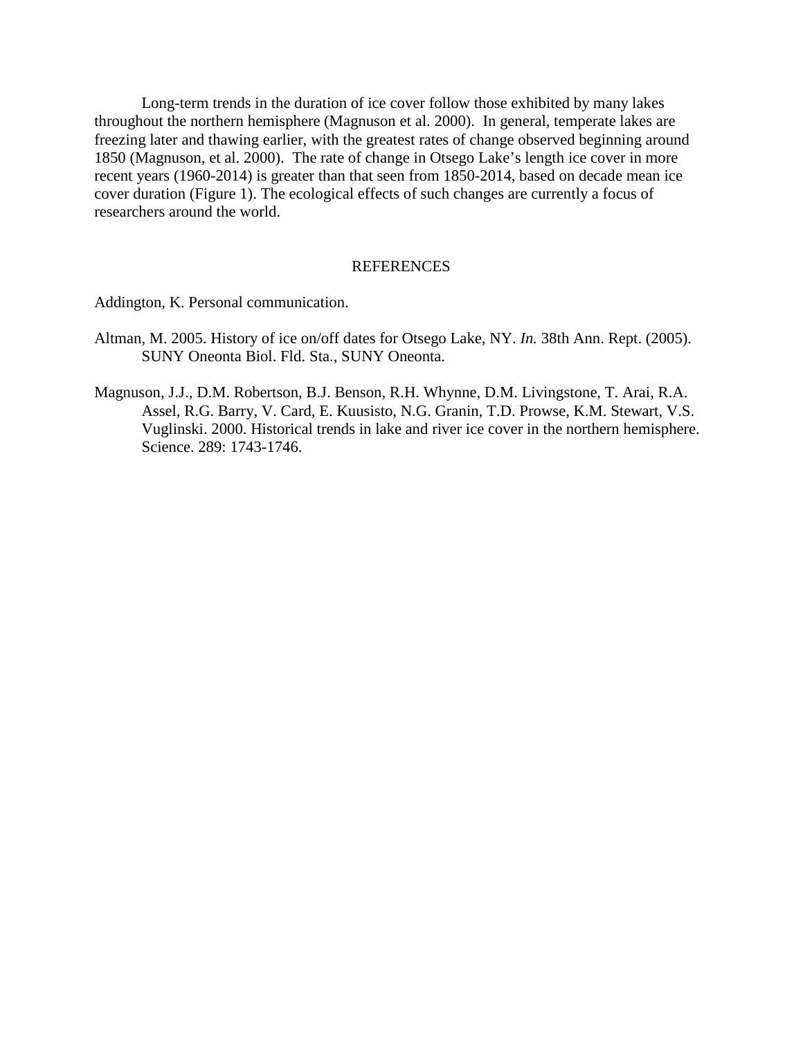Long-term trends in the duration of ice cover follow those exhibited by many lakes throughout the northern hemisphere (Magnuson et al. 2000). In general, temperate lakes are freezing later and thawing earlier, with the greatest rates of change observed beginning around 1850 (Magnuson, et al. 2000). The rate of change in Otsego Lake's length ice cover in more recent years (1960-2014) is greater than that seen from 1850-2014, based on decade mean ice cover duration (Figure 1). The ecological effects of such changes are currently a focus of researchers around the world.

## REFERENCES

Addington, K. Personal communication.

Altman, M. 2005. History of ice on/off dates for Otsego Lake, NY. *In.* 38th Ann. Rept. (2005). SUNY Oneonta Biol. Fld. Sta., SUNY Oneonta.

Magnuson, J.J., D.M. Robertson, B.J. Benson, R.H. Whynne, D.M. Livingstone, T. Arai, R.A. Assel, R.G. Barry, V. Card, E. Kuusisto, N.G. Granin, T.D. Prowse, K.M. Stewart, V.S. Vuglinski. 2000. Historical trends in lake and river ice cover in the northern hemisphere. Science. 289: 1743-1746.